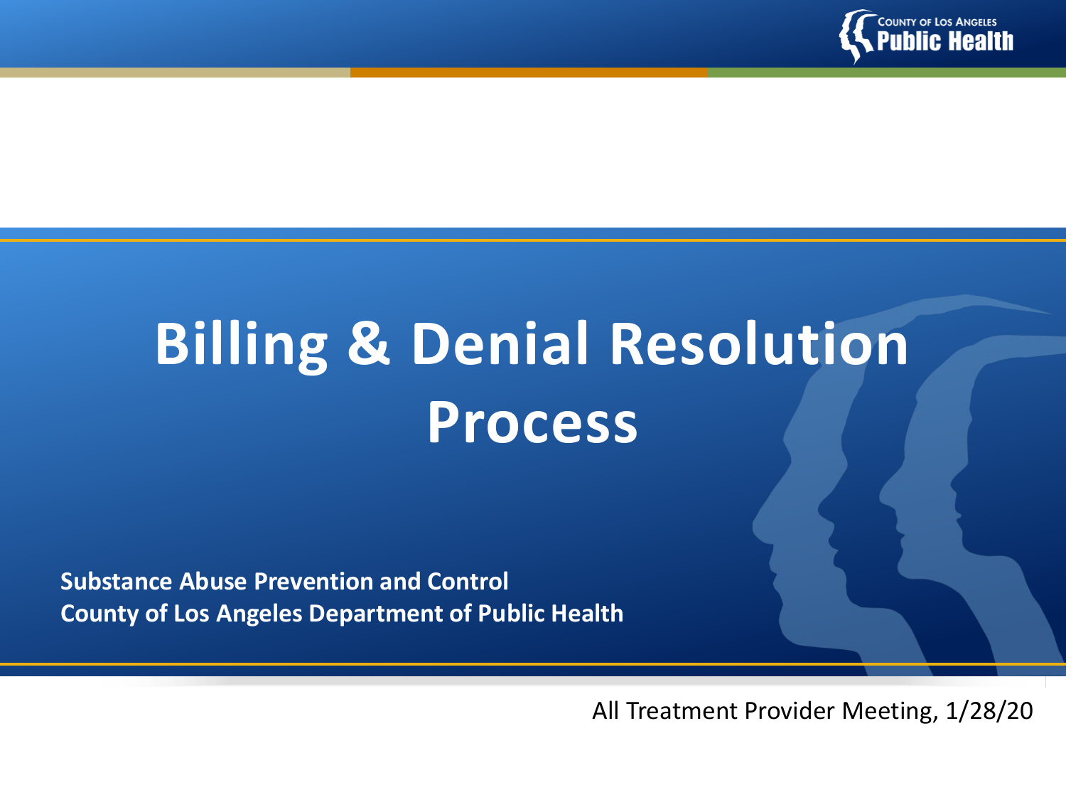# Billing & Denial Resolution Process

**Substance Abuse Prevention and Control**
**County of Los Angeles Department of Public Health**

All Treatment Provider Meeting, 1/28/20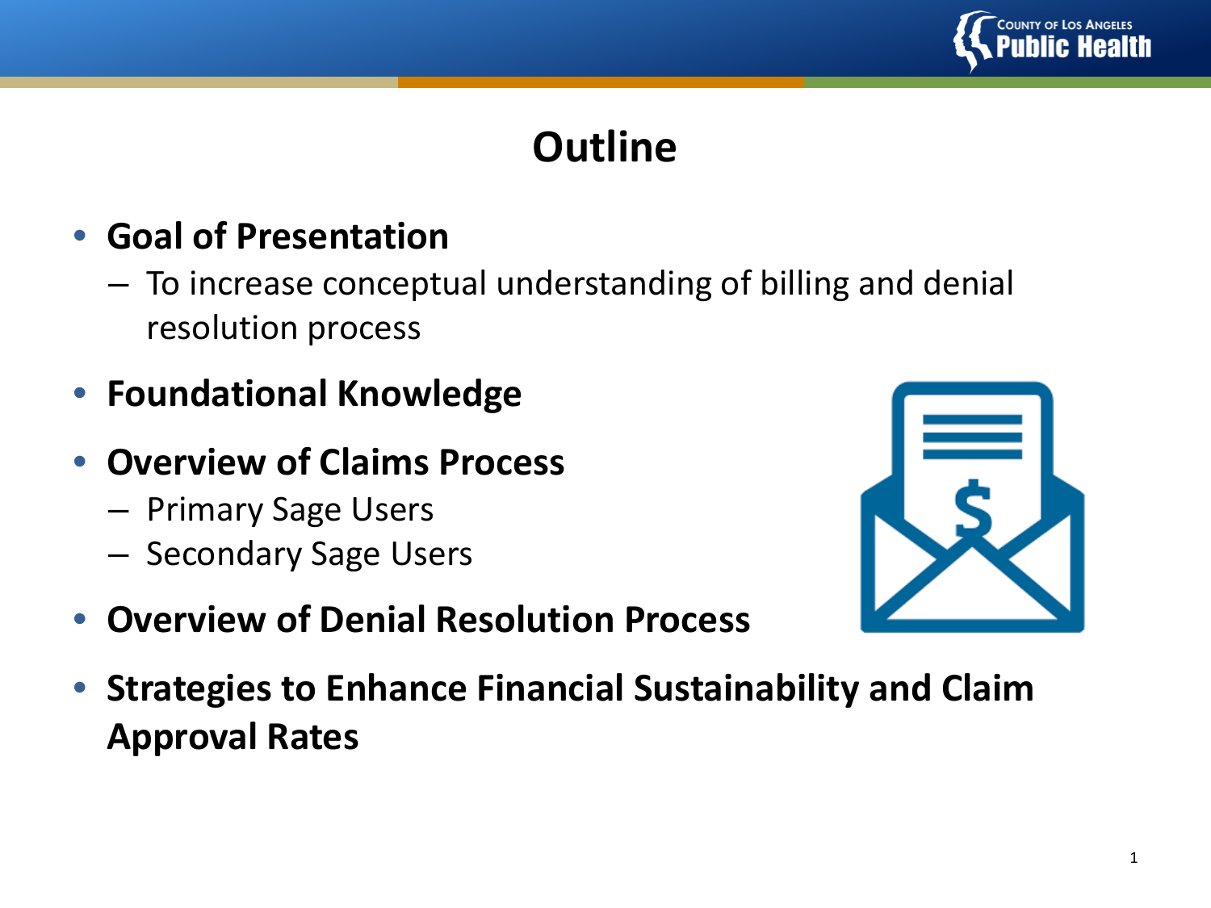# Outline

- **Goal of Presentation**
  - To increase conceptual understanding of billing and denial resolution process
- **Foundational Knowledge**
- **Overview of Claims Process**
  - Primary Sage Users
  - Secondary Sage Users
- **Overview of Denial Resolution Process**
- **Strategies to Enhance Financial Sustainability and Claim Approval Rates**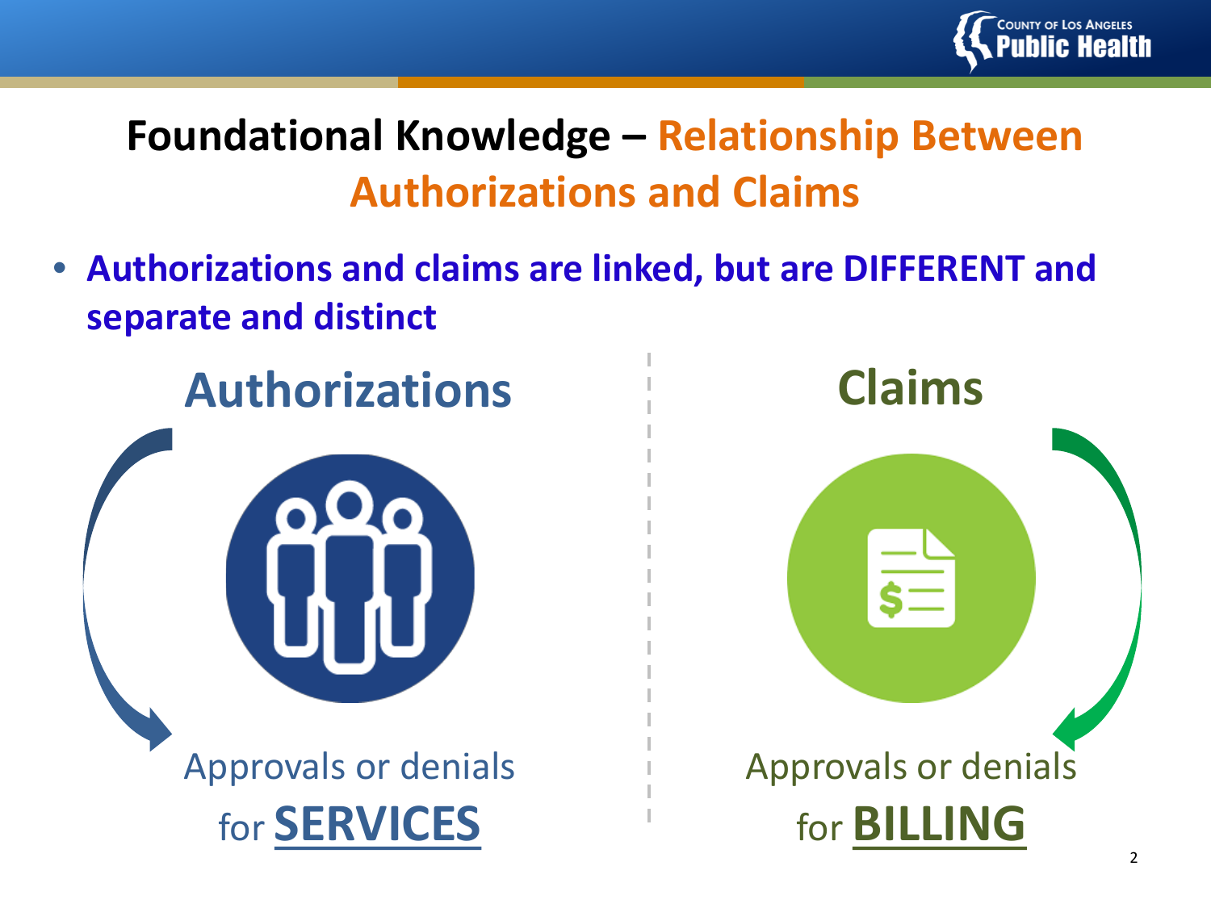# Foundational Knowledge – Relationship Between Authorizations and Claims

- **Authorizations and claims are linked, but are DIFFERENT and separate and distinct**

## Authorizations

Approvals or denials for **SERVICES**

## Claims

Approvals or denials for **BILLING**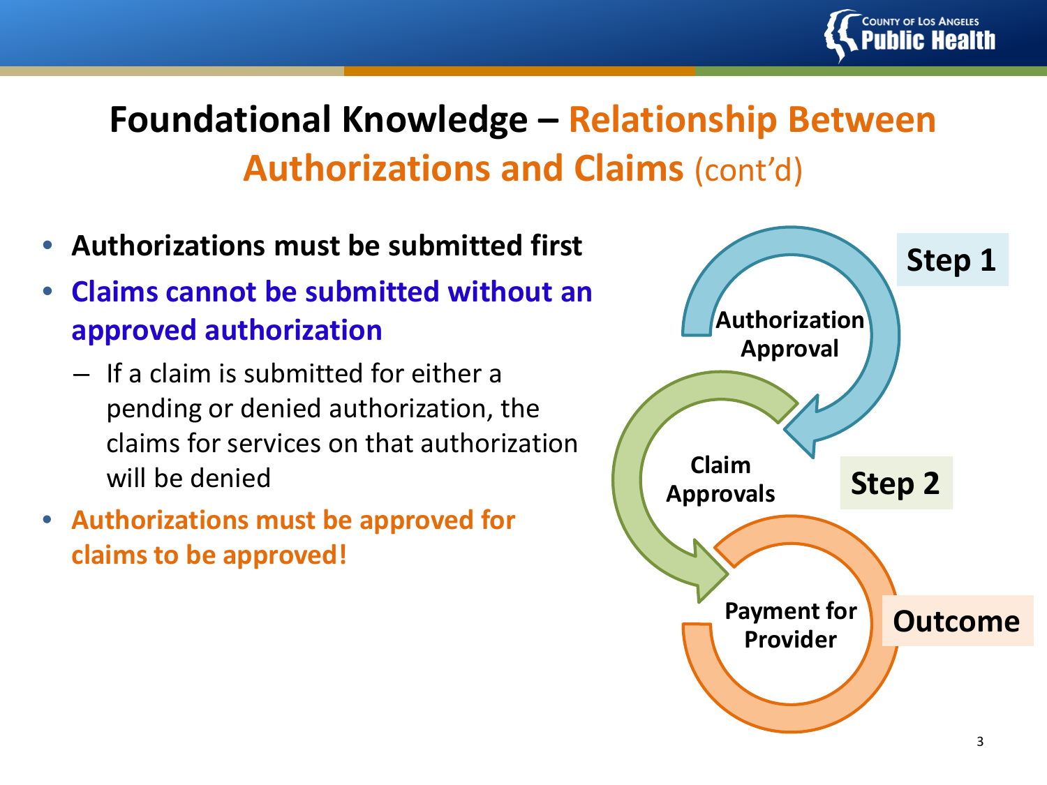# Foundational Knowledge – Relationship Between Authorizations and Claims (cont'd)

- **Authorizations must be submitted first**
- **Claims cannot be submitted without an approved authorization**
  - If a claim is submitted for either a pending or denied authorization, the claims for services on that authorization will be denied
- **Authorizations must be approved for claims to be approved!**

**Step 1** – Authorization Approval

**Step 2** – Claim Approvals

**Outcome** – Payment for Provider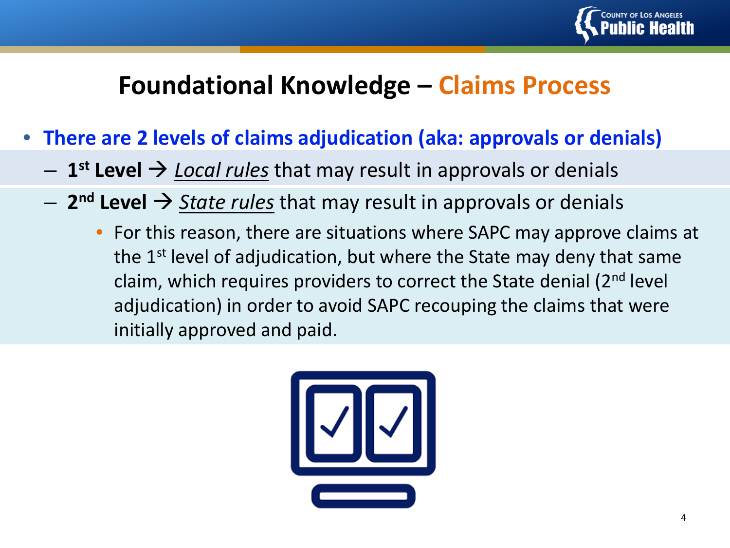# Foundational Knowledge – Claims Process

- **There are 2 levels of claims adjudication (aka: approvals or denials)**
  - **1st Level →** *Local rules* that may result in approvals or denials
  - **2nd Level →** *State rules* that may result in approvals or denials
    - For this reason, there are situations where SAPC may approve claims at the 1st level of adjudication, but where the State may deny that same claim, which requires providers to correct the State denial (2nd level adjudication) in order to avoid SAPC recouping the claims that were initially approved and paid.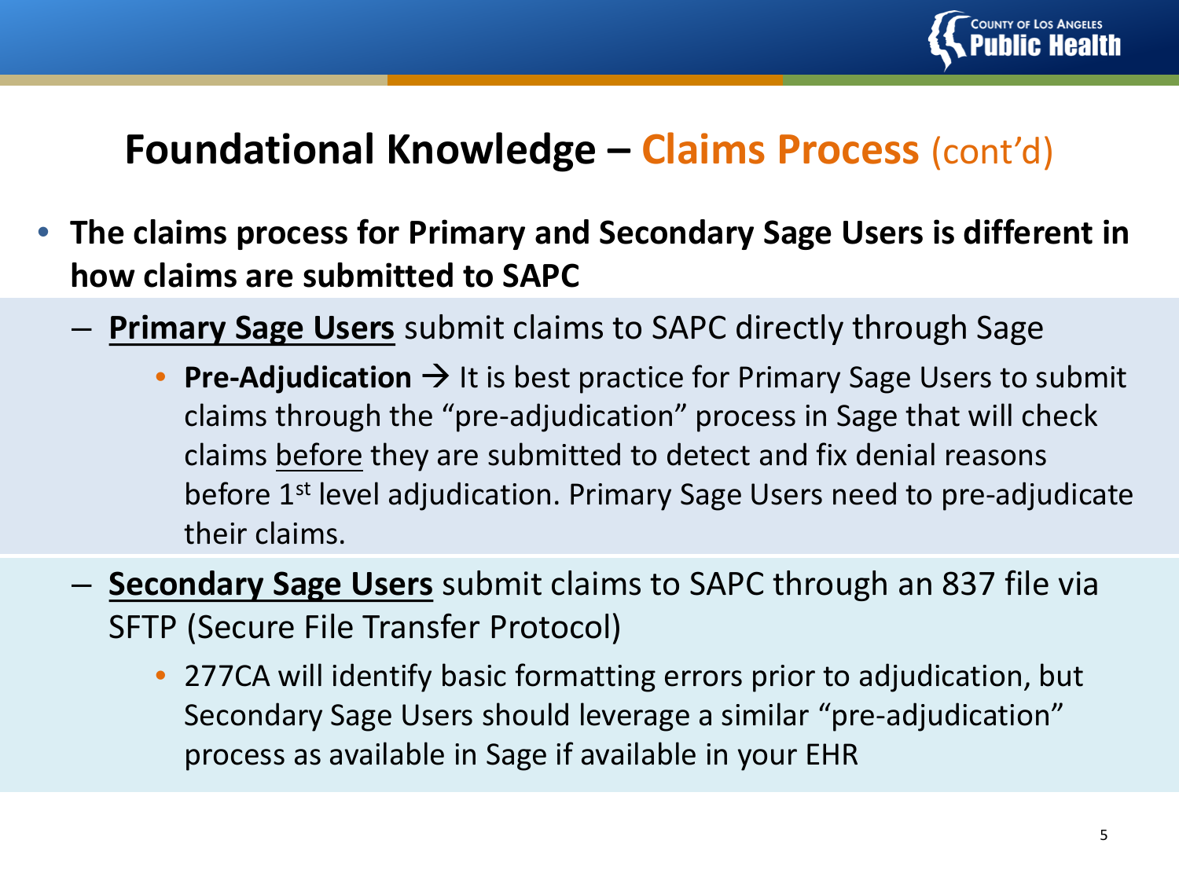# Foundational Knowledge – Claims Process (cont'd)

- **The claims process for Primary and Secondary Sage Users is different in how claims are submitted to SAPC**
  - **Primary Sage Users** submit claims to SAPC directly through Sage
    - **Pre-Adjudication →** It is best practice for Primary Sage Users to submit claims through the "pre-adjudication" process in Sage that will check claims before they are submitted to detect and fix denial reasons before 1st level adjudication. Primary Sage Users need to pre-adjudicate their claims.
  - **Secondary Sage Users** submit claims to SAPC through an 837 file via SFTP (Secure File Transfer Protocol)
    - 277CA will identify basic formatting errors prior to adjudication, but Secondary Sage Users should leverage a similar "pre-adjudication" process as available in Sage if available in your EHR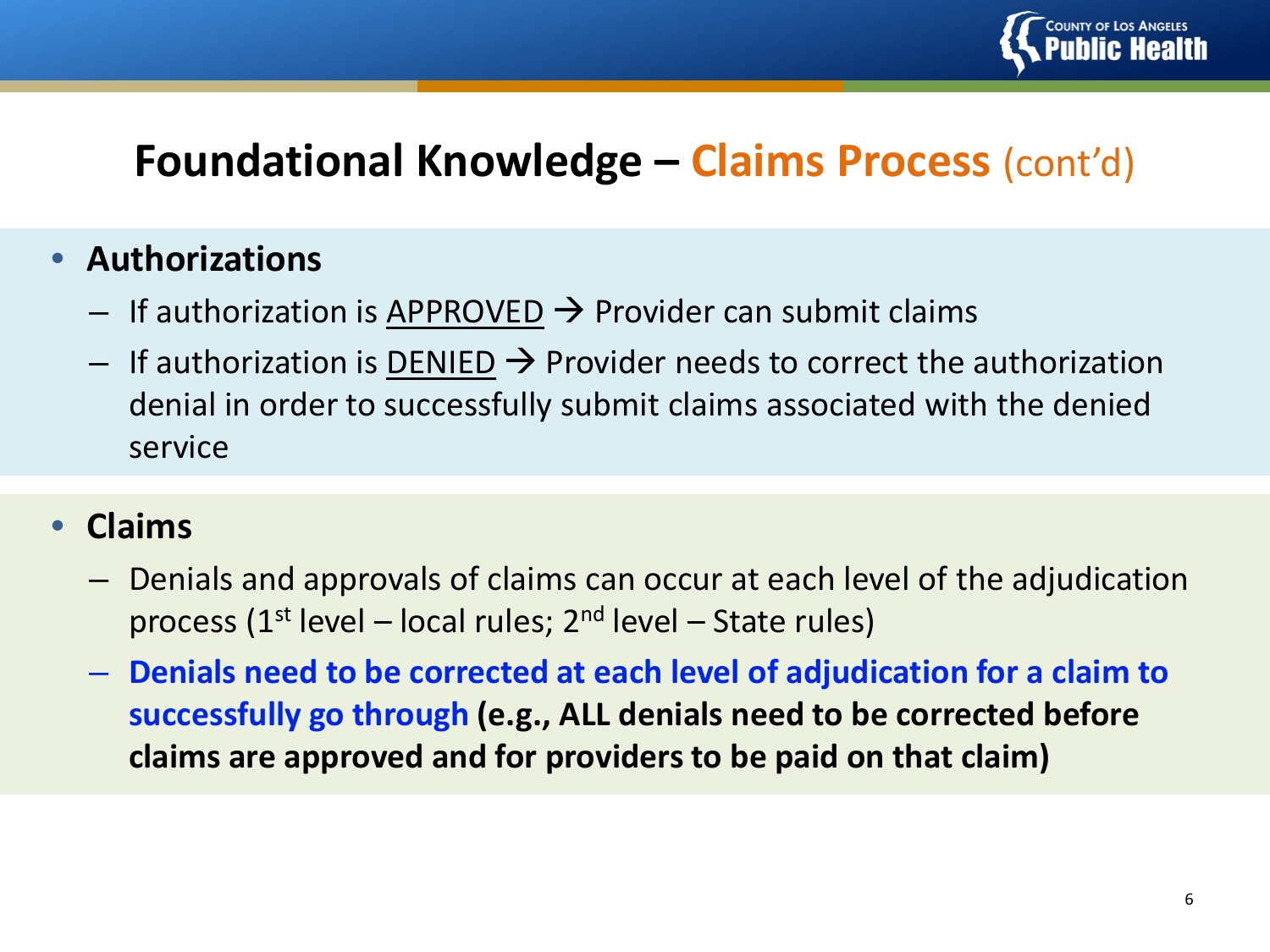# Foundational Knowledge – Claims Process (cont'd)

- **Authorizations**
  - If authorization is APPROVED → Provider can submit claims
  - If authorization is DENIED → Provider needs to correct the authorization denial in order to successfully submit claims associated with the denied service

- **Claims**
  - Denials and approvals of claims can occur at each level of the adjudication process (1st level – local rules; 2nd level – State rules)
  - **Denials need to be corrected at each level of adjudication for a claim to successfully go through (e.g., ALL denials need to be corrected before claims are approved and for providers to be paid on that claim)**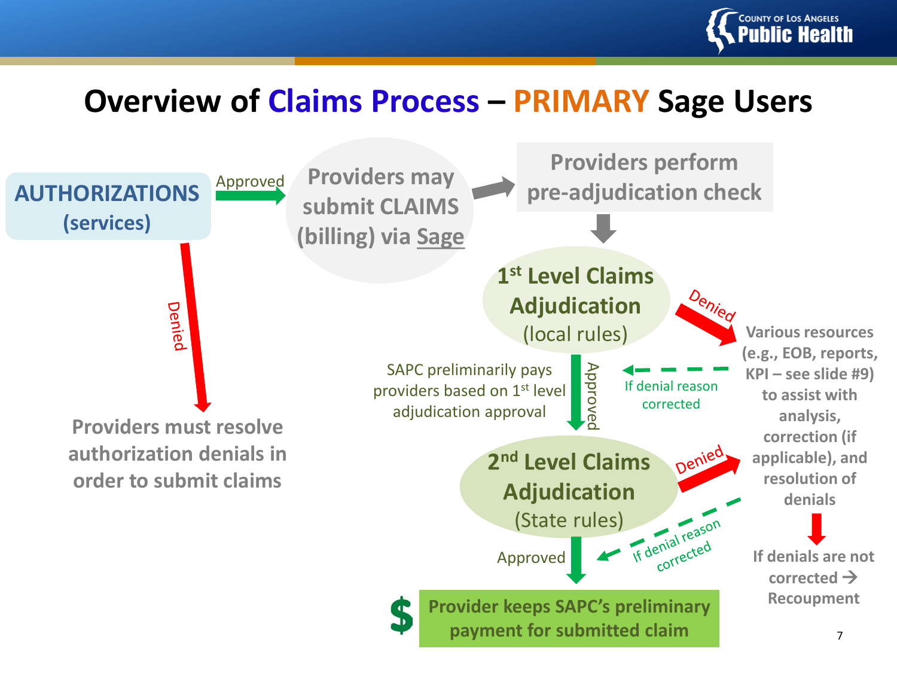# Overview of Claims Process – PRIMARY Sage Users

**AUTHORIZATIONS (services)**

Approved → **Providers may submit CLAIMS (billing) via Sage** → **Providers perform pre-adjudication check**

Denied → **Providers must resolve authorization denials in order to submit claims**

**1st Level Claims Adjudication** (local rules)

- Denied → **Various resources (e.g., EOB, reports, KPI – see slide #9) to assist with analysis, correction (if applicable), and resolution of denials**
- If denial reason corrected → back to 1st Level Claims Adjudication
- Approved → SAPC preliminarily pays providers based on 1st level adjudication approval

**2nd Level Claims Adjudication** (State rules)

- Denied → **Various resources (e.g., EOB, reports, KPI – see slide #9) to assist with analysis, correction (if applicable), and resolution of denials**
- If denial reason corrected → back to 2nd Level Claims Adjudication
- Approved → **$ Provider keeps SAPC's preliminary payment for submitted claim**

**If denials are not corrected → Recoupment**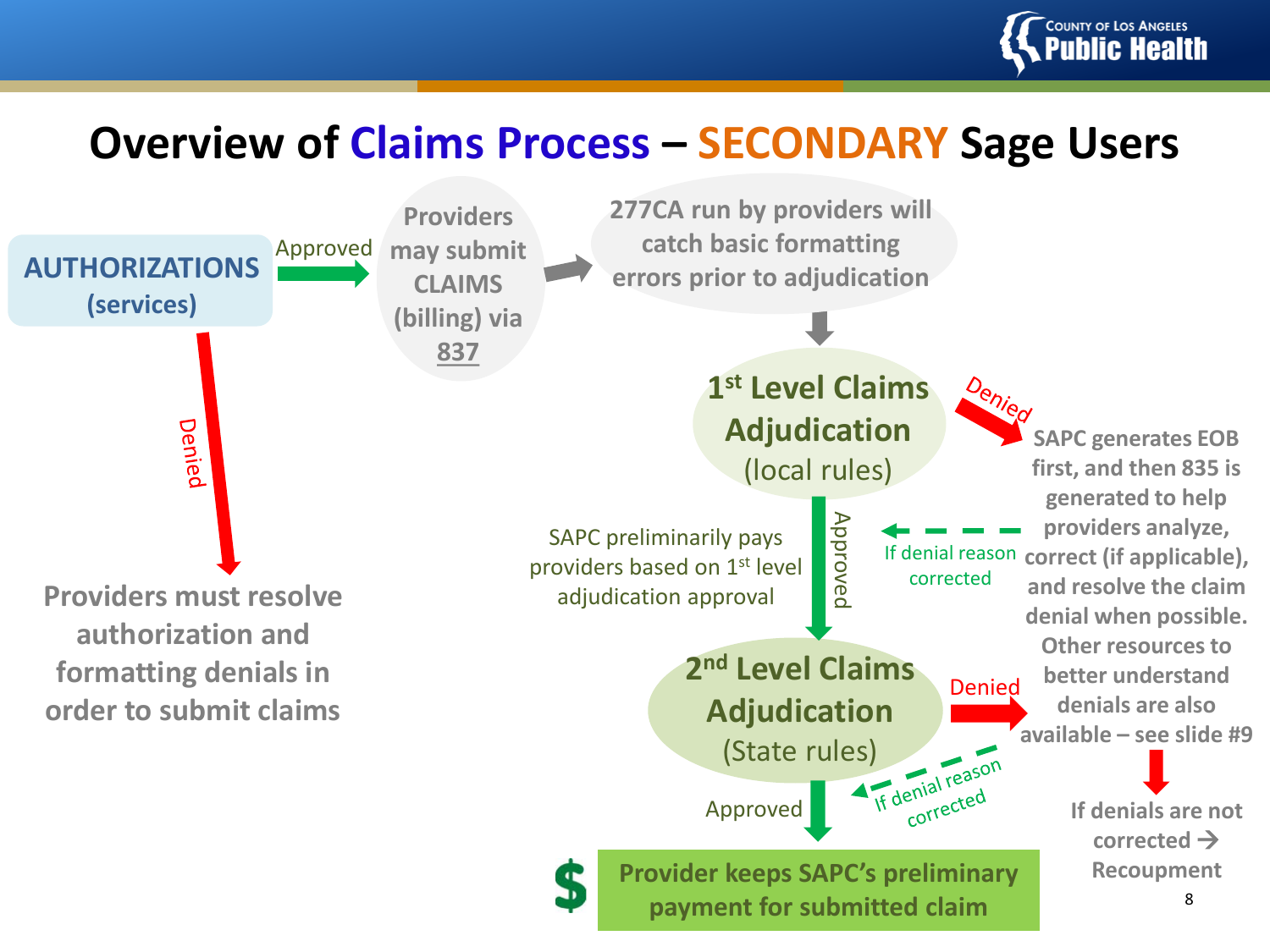# Overview of Claims Process – SECONDARY Sage Users

**AUTHORIZATIONS (services)**

Approved → **Providers may submit CLAIMS (billing) via 837** → **277CA run by providers will catch basic formatting errors prior to adjudication**

Denied → **Providers must resolve authorization and formatting denials in order to submit claims**

**1st Level Claims Adjudication** (local rules)

Denied → **SAPC generates EOB first, and then 835 is generated to help providers analyze, correct (if applicable), and resolve the claim denial when possible. Other resources to better understand denials are also available – see slide #9**

If denial reason corrected → back to 1st Level Claims Adjudication

Approved → SAPC preliminarily pays providers based on 1st level adjudication approval

**2nd Level Claims Adjudication** (State rules)

Denied → SAPC generates EOB / 835 (see above)

If denial reason corrected → back to 2nd Level Claims Adjudication

**If denials are not corrected → Recoupment**

Approved → **$ Provider keeps SAPC's preliminary payment for submitted claim**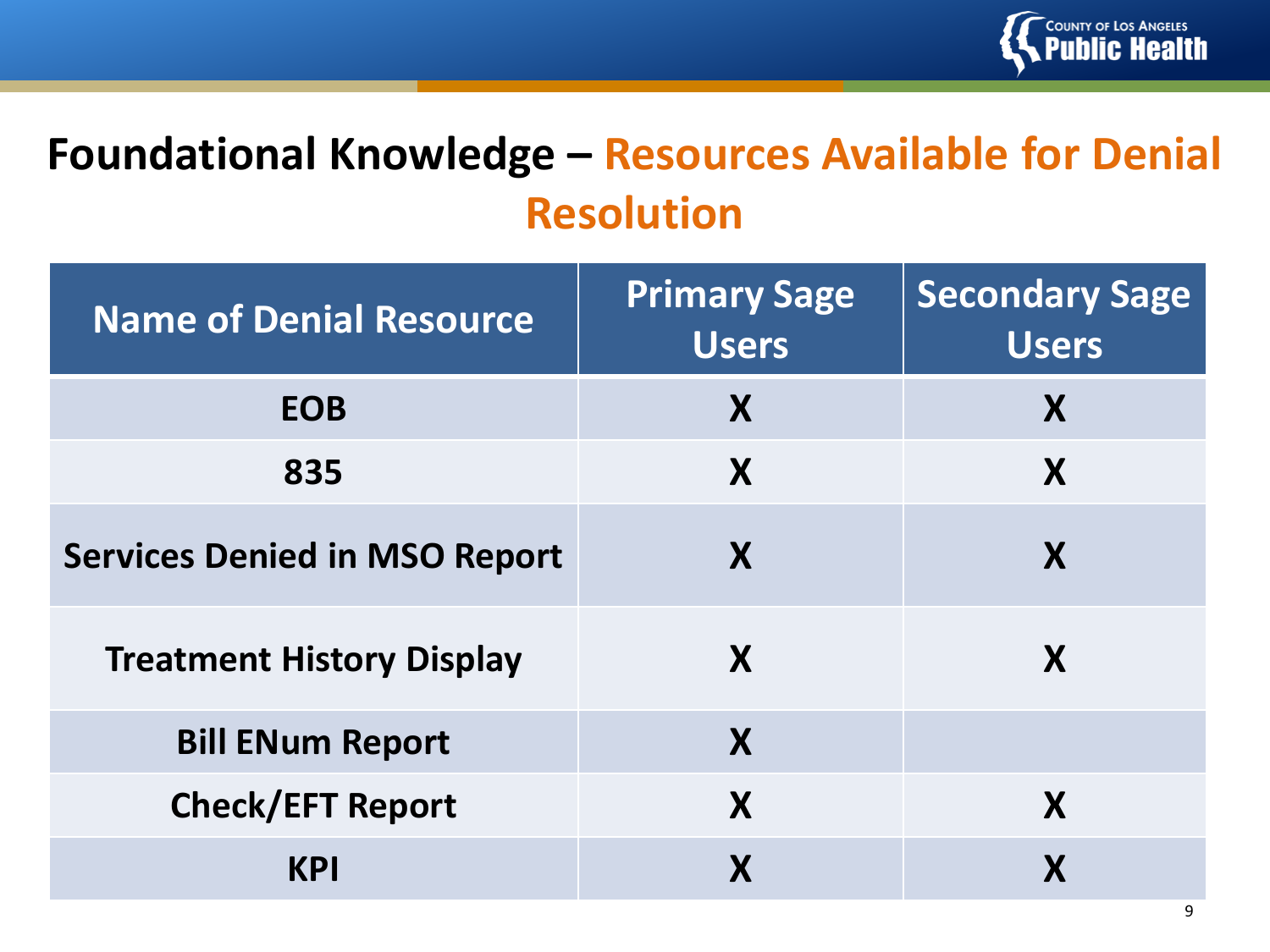# Foundational Knowledge – Resources Available for Denial Resolution

| Name of Denial Resource | Primary Sage Users | Secondary Sage Users |
|---|---|---|
| EOB | X | X |
| 835 | X | X |
| Services Denied in MSO Report | X | X |
| Treatment History Display | X | X |
| Bill ENum Report | X | |
| Check/EFT Report | X | X |
| KPI | X | X |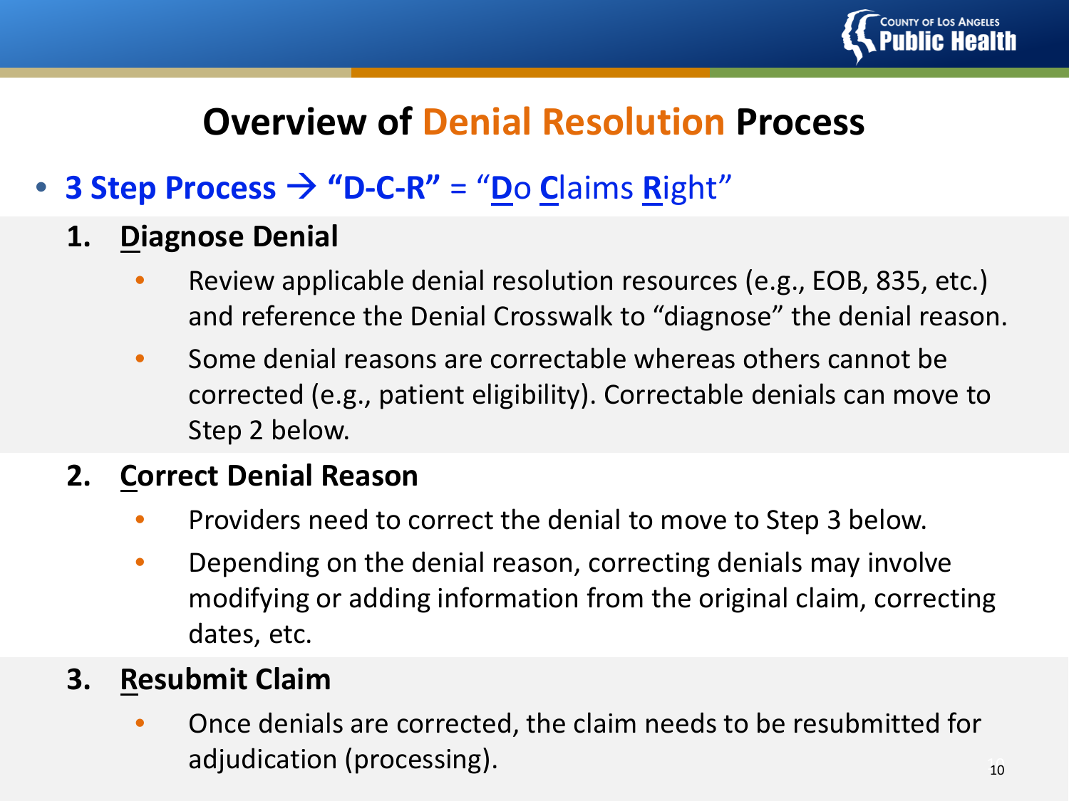# Overview of Denial Resolution Process

- **3 Step Process → "D-C-R"** = "**D**o **C**laims **R**ight"

1. **Diagnose Denial**
   - Review applicable denial resolution resources (e.g., EOB, 835, etc.) and reference the Denial Crosswalk to "diagnose" the denial reason.
   - Some denial reasons are correctable whereas others cannot be corrected (e.g., patient eligibility). Correctable denials can move to Step 2 below.

2. **Correct Denial Reason**
   - Providers need to correct the denial to move to Step 3 below.
   - Depending on the denial reason, correcting denials may involve modifying or adding information from the original claim, correcting dates, etc.

3. **Resubmit Claim**
   - Once denials are corrected, the claim needs to be resubmitted for adjudication (processing).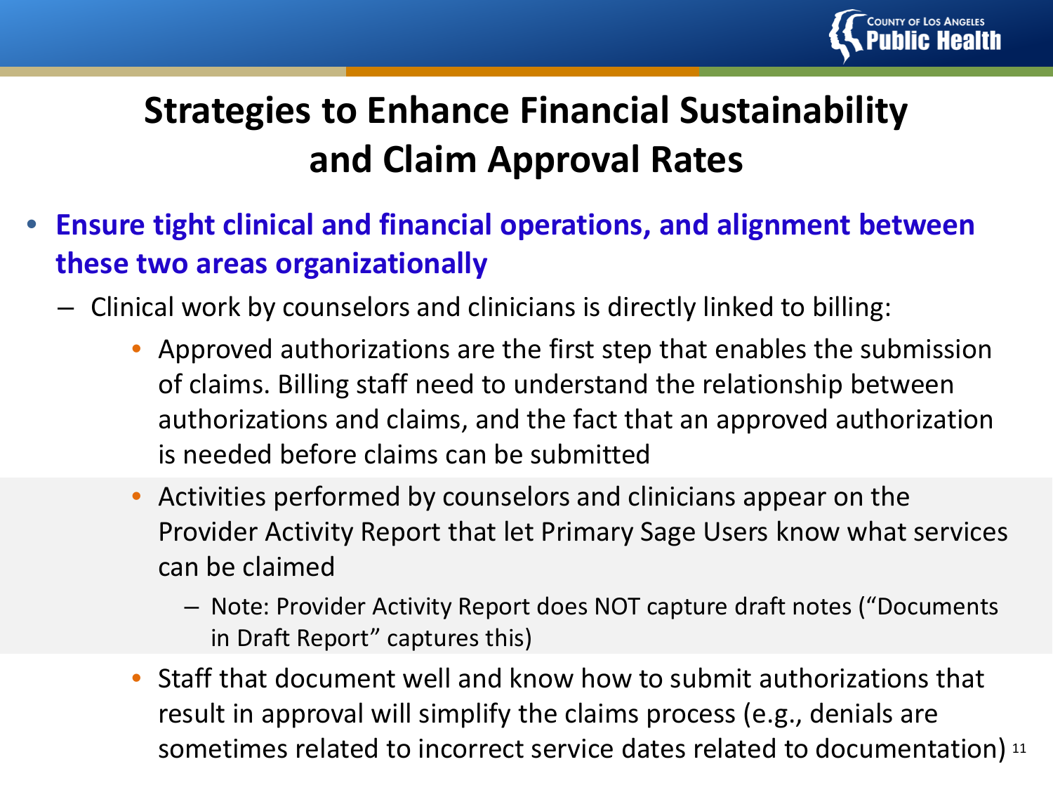# Strategies to Enhance Financial Sustainability and Claim Approval Rates

- **Ensure tight clinical and financial operations, and alignment between these two areas organizationally**
  - Clinical work by counselors and clinicians is directly linked to billing:
    - Approved authorizations are the first step that enables the submission of claims. Billing staff need to understand the relationship between authorizations and claims, and the fact that an approved authorization is needed before claims can be submitted
    - Activities performed by counselors and clinicians appear on the Provider Activity Report that let Primary Sage Users know what services can be claimed
      - Note: Provider Activity Report does NOT capture draft notes ("Documents in Draft Report" captures this)
    - Staff that document well and know how to submit authorizations that result in approval will simplify the claims process (e.g., denials are sometimes related to incorrect service dates related to documentation)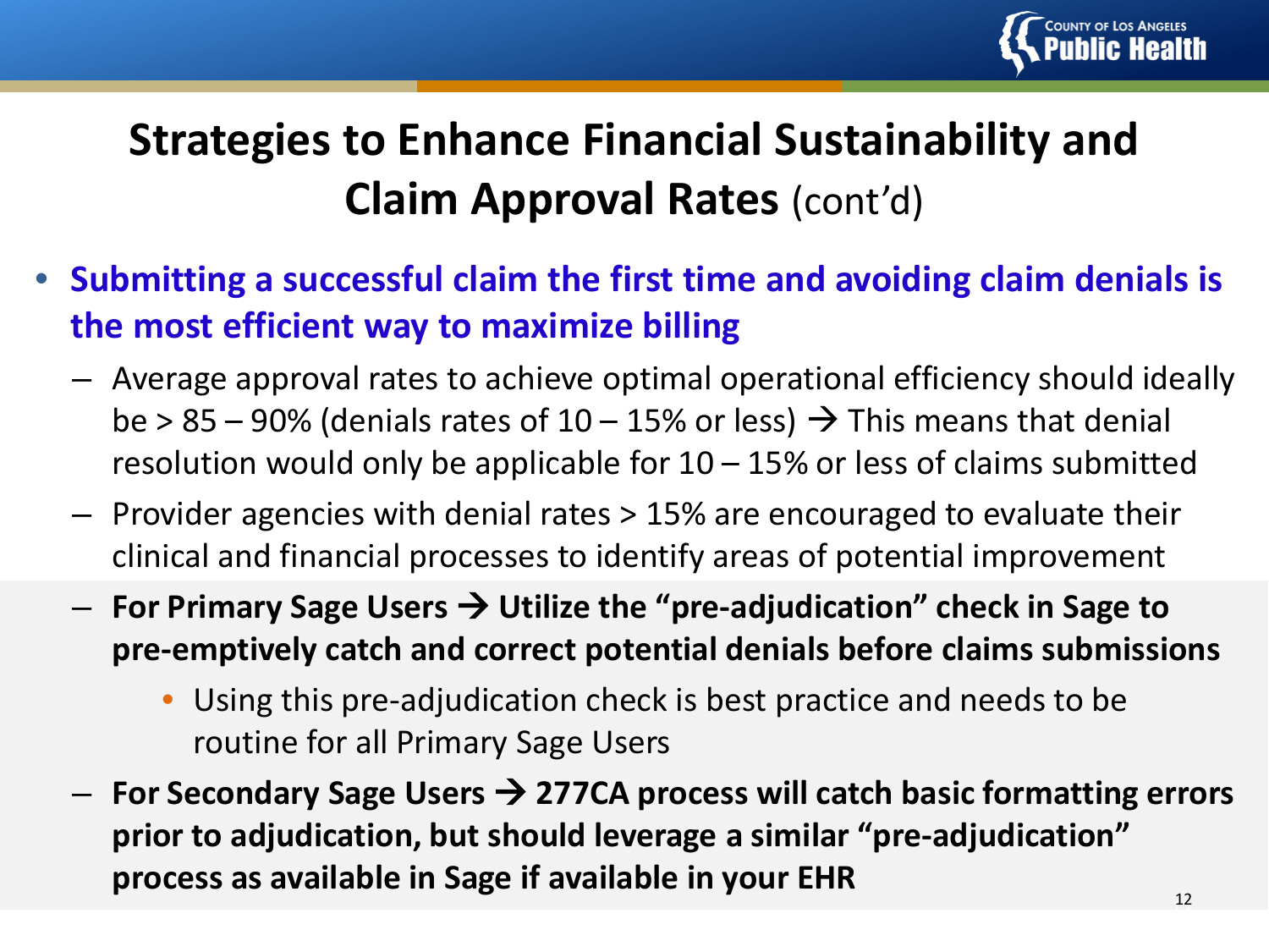# Strategies to Enhance Financial Sustainability and Claim Approval Rates (cont'd)

- **Submitting a successful claim the first time and avoiding claim denials is the most efficient way to maximize billing**
  - Average approval rates to achieve optimal operational efficiency should ideally be > 85 – 90% (denials rates of 10 – 15% or less) → This means that denial resolution would only be applicable for 10 – 15% or less of claims submitted
  - Provider agencies with denial rates > 15% are encouraged to evaluate their clinical and financial processes to identify areas of potential improvement
  - **For Primary Sage Users → Utilize the "pre-adjudication" check in Sage to pre-emptively catch and correct potential denials before claims submissions**
    - Using this pre-adjudication check is best practice and needs to be routine for all Primary Sage Users
  - **For Secondary Sage Users → 277CA process will catch basic formatting errors prior to adjudication, but should leverage a similar "pre-adjudication" process as available in Sage if available in your EHR**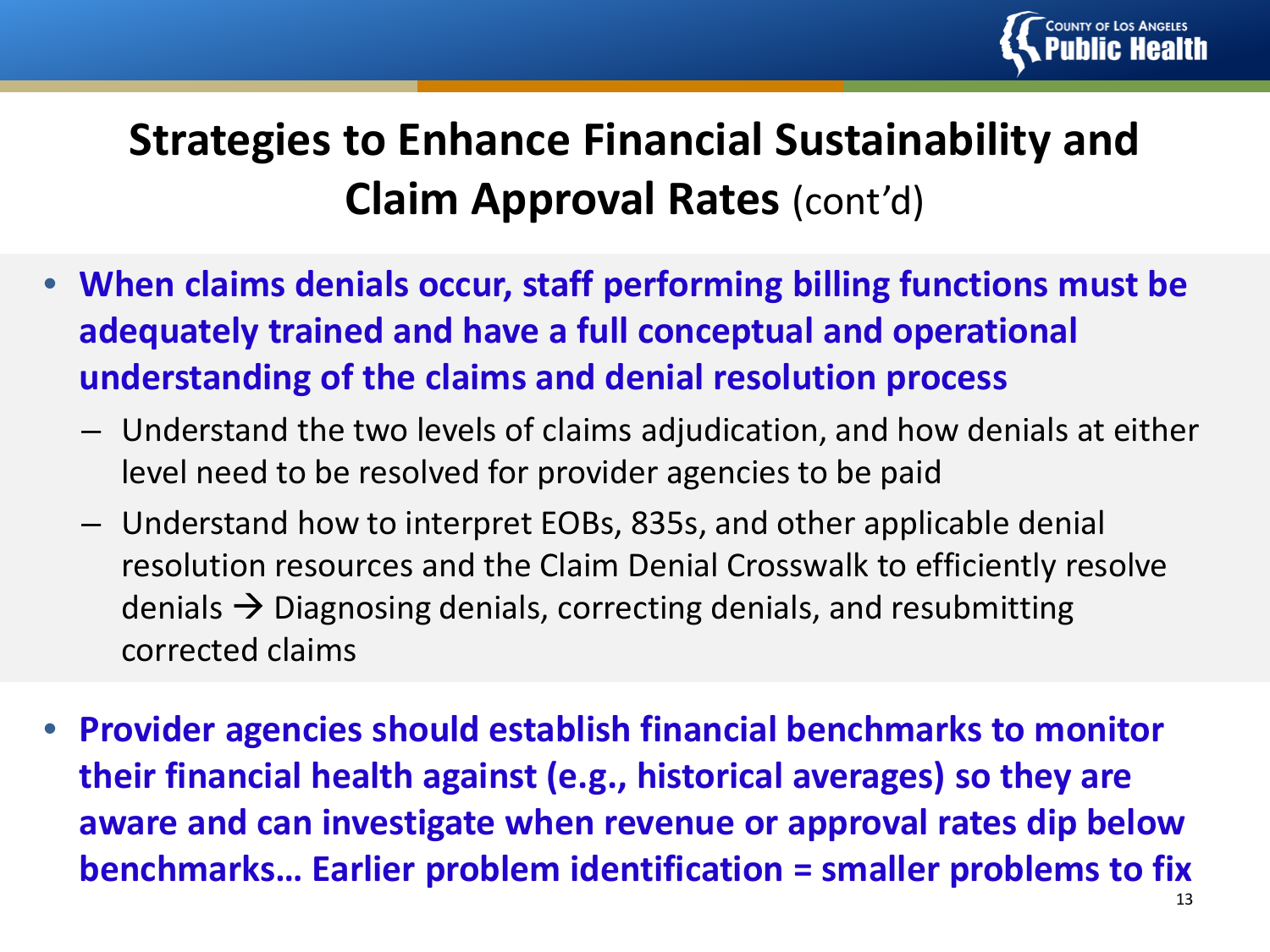# Strategies to Enhance Financial Sustainability and Claim Approval Rates (cont'd)

- **When claims denials occur, staff performing billing functions must be adequately trained and have a full conceptual and operational understanding of the claims and denial resolution process**
  - Understand the two levels of claims adjudication, and how denials at either level need to be resolved for provider agencies to be paid
  - Understand how to interpret EOBs, 835s, and other applicable denial resolution resources and the Claim Denial Crosswalk to efficiently resolve denials → Diagnosing denials, correcting denials, and resubmitting corrected claims

- **Provider agencies should establish financial benchmarks to monitor their financial health against (e.g., historical averages) so they are aware and can investigate when revenue or approval rates dip below benchmarks… Earlier problem identification = smaller problems to fix**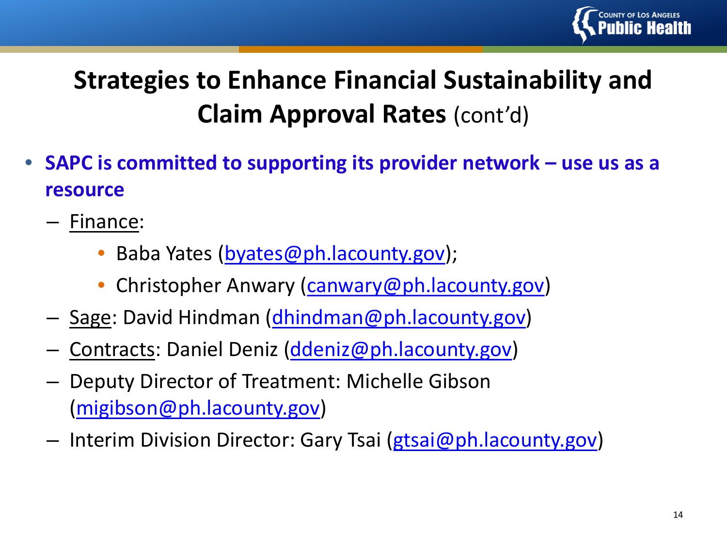# Strategies to Enhance Financial Sustainability and Claim Approval Rates (cont'd)

- **SAPC is committed to supporting its provider network – use us as a resource**
  - Finance:
    - Baba Yates (byates@ph.lacounty.gov);
    - Christopher Anwary (canwary@ph.lacounty.gov)
  - Sage: David Hindman (dhindman@ph.lacounty.gov)
  - Contracts: Daniel Deniz (ddeniz@ph.lacounty.gov)
  - Deputy Director of Treatment: Michelle Gibson (migibson@ph.lacounty.gov)
  - Interim Division Director: Gary Tsai (gtsai@ph.lacounty.gov)